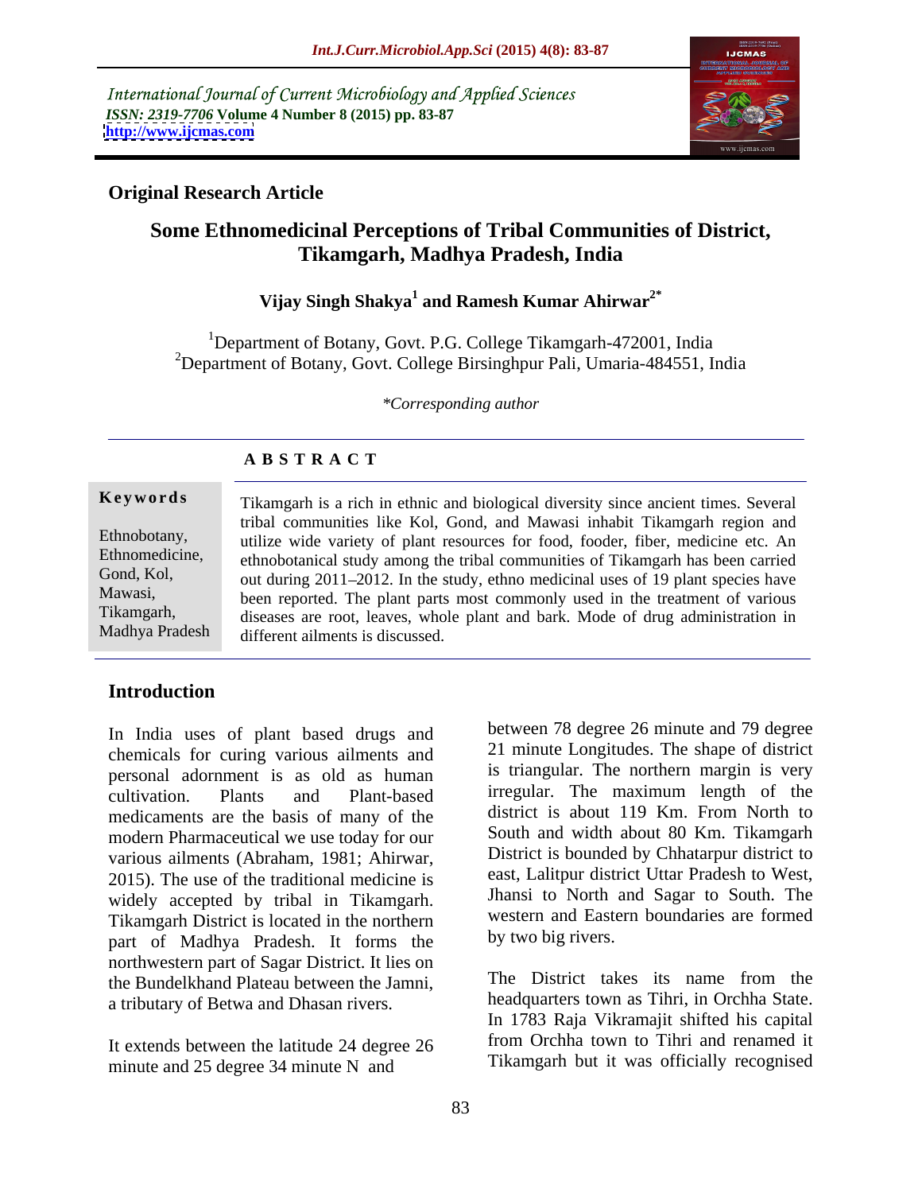International Journal of Current Microbiology and Applied Sciences
*ISSN: 2319-7706* **Volume 4 Number 8 (2015) pp. 83-87**
**http://www.ijcmas.com**

**Original Research Article**

# Some Ethnomedicinal Perceptions of Tribal Communities of District, Tikamgarh, Madhya Pradesh, India

**Vijay Singh Shakya[1] and Ramesh Kumar Ahirwar[2*]**

[1]Department of Botany, Govt. P.G. College Tikamgarh-472001, India
[2]Department of Botany, Govt. College Birsinghpur Pali, Umaria-484551, India

*\*Corresponding author*

## ABSTRACT

**Keywords**

Ethnobotany, Ethnomedicine, Gond, Kol, Mawasi, Tikamgarh, Madhya Pradesh

Tikamgarh is a rich in ethnic and biological diversity since ancient times. Several tribal communities like Kol, Gond, and Mawasi inhabit Tikamgarh region and utilize wide variety of plant resources for food, fooder, fiber, medicine etc. An ethnobotanical study among the tribal communities of Tikamgarh has been carried out during 2011–2012. In the study, ethno medicinal uses of 19 plant species have been reported. The plant parts most commonly used in the treatment of various diseases are root, leaves, whole plant and bark. Mode of drug administration in different ailments is discussed.

## Introduction

In India uses of plant based drugs and chemicals for curing various ailments and personal adornment is as old as human cultivation. Plants and Plant-based medicaments are the basis of many of the modern Pharmaceutical we use today for our various ailments (Abraham, 1981; Ahirwar, 2015). The use of the traditional medicine is widely accepted by tribal in Tikamgarh. Tikamgarh District is located in the northern part of Madhya Pradesh. It forms the northwestern part of Sagar District. It lies on the Bundelkhand Plateau between the Jamni, a tributary of Betwa and Dhasan rivers.

It extends between the latitude 24 degree 26 minute and 25 degree 34 minute N and between 78 degree 26 minute and 79 degree 21 minute Longitudes. The shape of district is triangular. The northern margin is very irregular. The maximum length of the district is about 119 Km. From North to South and width about 80 Km. Tikamgarh District is bounded by Chhatarpur district to east, Lalitpur district Uttar Pradesh to West, Jhansi to North and Sagar to South. The western and Eastern boundaries are formed by two big rivers.

The District takes its name from the headquarters town as Tihri, in Orchha State. In 1783 Raja Vikramajit shifted his capital from Orchha town to Tihri and renamed it Tikamgarh but it was officially recognised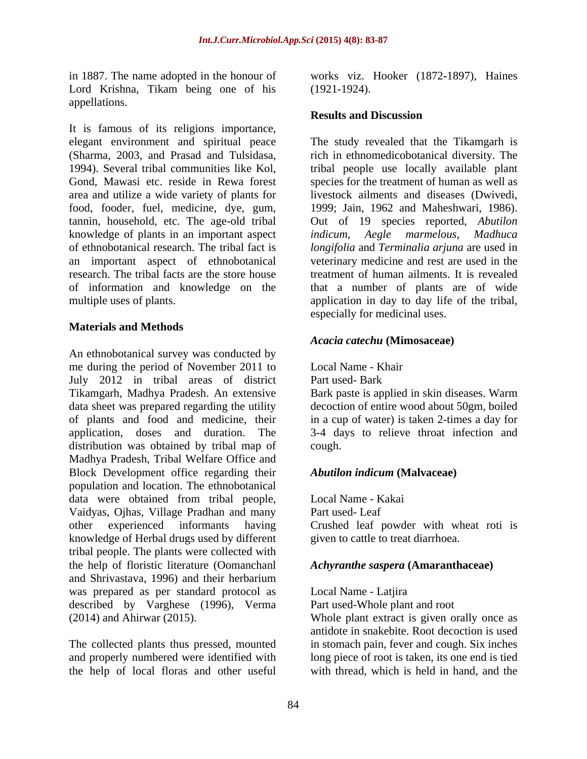in 1887. The name adopted in the honour of Lord Krishna, Tikam being one of his appellations.

It is famous of its religions importance, elegant environment and spiritual peace (Sharma, 2003, and Prasad and Tulsidasa, 1994). Several tribal communities like Kol, Gond, Mawasi etc. reside in Rewa forest area and utilize a wide variety of plants for food, fooder, fuel, medicine, dye, gum, tannin, household, etc. The age-old tribal knowledge of plants in an important aspect of ethnobotanical research. The tribal fact is an important aspect of ethnobotanical research. The tribal facts are the store house of information and knowledge on the multiple uses of plants.

## Materials and Methods

An ethnobotanical survey was conducted by me during the period of November 2011 to July 2012 in tribal areas of district Tikamgarh, Madhya Pradesh. An extensive data sheet was prepared regarding the utility of plants and food and medicine, their application, doses and duration. The distribution was obtained by tribal map of Madhya Pradesh, Tribal Welfare Office and Block Development office regarding their population and location. The ethnobotanical data were obtained from tribal people, Vaidyas, Ojhas, Village Pradhan and many other experienced informants having knowledge of Herbal drugs used by different tribal people. The plants were collected with the help of floristic literature (Oomanchanl and Shrivastava, 1996) and their herbarium was prepared as per standard protocol as described by Varghese (1996), Verma (2014) and Ahirwar (2015).

The collected plants thus pressed, mounted and properly numbered were identified with the help of local floras and other useful works viz. Hooker (1872-1897), Haines (1921-1924).

## Results and Discussion

The study revealed that the Tikamgarh is rich in ethnomedicobotanical diversity. The tribal people use locally available plant species for the treatment of human as well as livestock ailments and diseases (Dwivedi, 1999; Jain, 1962 and Maheshwari, 1986). Out of 19 species reported, *Abutilon indicum*, *Aegle marmelous*, *Madhuca longifolia* and *Terminalia arjuna* are used in veterinary medicine and rest are used in the treatment of human ailments. It is revealed that a number of plants are of wide application in day to day life of the tribal, especially for medicinal uses.

### *Acacia catechu* (Mimosaceae)

Local Name - Khair
Part used- Bark
Bark paste is applied in skin diseases. Warm decoction of entire wood about 50gm, boiled in a cup of water) is taken 2-times a day for 3-4 days to relieve throat infection and cough.

### *Abutilon indicum* (Malvaceae)

Local Name - Kakai
Part used- Leaf
Crushed leaf powder with wheat roti is given to cattle to treat diarrhoea.

### *Achyranthe saspera* (Amaranthaceae)

Local Name - Latjira
Part used-Whole plant and root
Whole plant extract is given orally once as antidote in snakebite. Root decoction is used in stomach pain, fever and cough. Six inches long piece of root is taken, its one end is tied with thread, which is held in hand, and the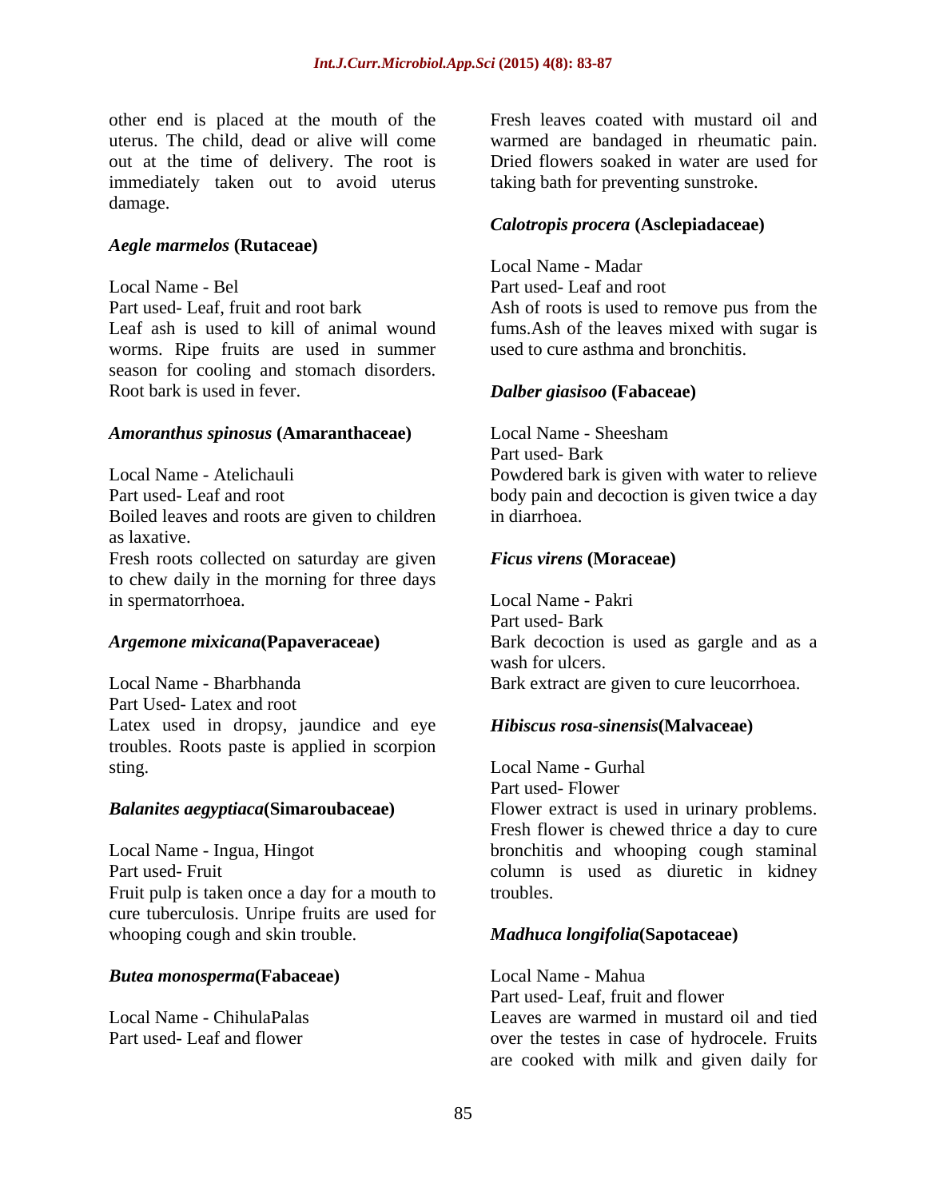other end is placed at the mouth of the uterus. The child, dead or alive will come out at the time of delivery. The root is immediately taken out to avoid uterus damage.

*Aegle marmelos* **(Rutaceae)**

Local Name - Bel
Part used- Leaf, fruit and root bark
Leaf ash is used to kill of animal wound worms. Ripe fruits are used in summer season for cooling and stomach disorders. Root bark is used in fever.

*Amoranthus spinosus* **(Amaranthaceae)**

Local Name - Atelichauli
Part used- Leaf and root
Boiled leaves and roots are given to children as laxative.
Fresh roots collected on saturday are given to chew daily in the morning for three days in spermatorrhoea.

*Argemone mixicana* **(Papaveraceae)**

Local Name - Bharbhanda
Part Used- Latex and root
Latex used in dropsy, jaundice and eye troubles. Roots paste is applied in scorpion sting.

*Balanites aegyptiaca* **(Simaroubaceae)**

Local Name - Ingua, Hingot
Part used- Fruit
Fruit pulp is taken once a day for a mouth to cure tuberculosis. Unripe fruits are used for whooping cough and skin trouble.

*Butea monosperma* **(Fabaceae)**

Local Name - ChihulaPalas
Part used- Leaf and flower
Fresh leaves coated with mustard oil and warmed are bandaged in rheumatic pain. Dried flowers soaked in water are used for taking bath for preventing sunstroke.

*Calotropis procera* **(Asclepiadaceae)**

Local Name - Madar
Part used- Leaf and root
Ash of roots is used to remove pus from the fums.Ash of the leaves mixed with sugar is used to cure asthma and bronchitis.

*Dalber giasisoo* **(Fabaceae)**

Local Name - Sheesham
Part used- Bark
Powdered bark is given with water to relieve body pain and decoction is given twice a day in diarrhoea.

*Ficus virens* **(Moraceae)**

Local Name - Pakri
Part used- Bark
Bark decoction is used as gargle and as a wash for ulcers.
Bark extract are given to cure leucorrhoea.

*Hibiscus rosa-sinensis* **(Malvaceae)**

Local Name - Gurhal
Part used- Flower
Flower extract is used in urinary problems. Fresh flower is chewed thrice a day to cure bronchitis and whooping cough staminal column is used as diuretic in kidney troubles.

*Madhuca longifolia* **(Sapotaceae)**

Local Name - Mahua
Part used- Leaf, fruit and flower
Leaves are warmed in mustard oil and tied over the testes in case of hydrocele. Fruits are cooked with milk and given daily for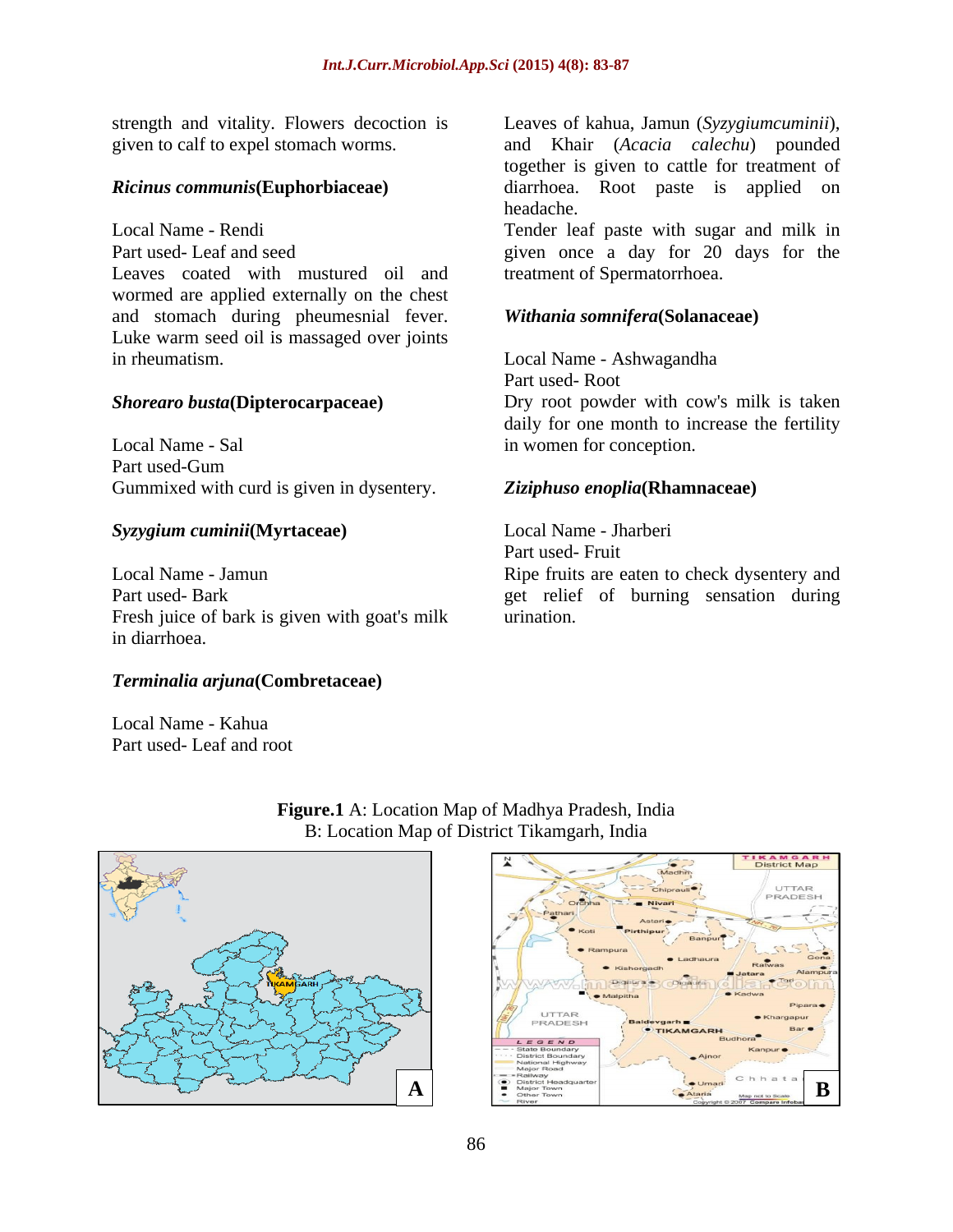strength and vitality. Flowers decoction is given to calf to expel stomach worms.

***Ricinus communis*(Euphorbiaceae)**

Local Name - Rendi
Part used- Leaf and seed
Leaves coated with mustured oil and wormed are applied externally on the chest and stomach during pheumesnial fever. Luke warm seed oil is massaged over joints in rheumatism.

***Shorearo busta*(Dipterocarpaceae)**

Local Name - Sal
Part used-Gum
Gummixed with curd is given in dysentery.

***Syzygium cuminii*(Myrtaceae)**

Local Name - Jamun
Part used- Bark
Fresh juice of bark is given with goat's milk in diarrhoea.

***Terminalia arjuna*(Combretaceae)**

Local Name - Kahua
Part used- Leaf and root
Leaves of kahua, Jamun (*Syzygiumcuminii*), and Khair (*Acacia calechu*) pounded together is given to cattle for treatment of diarrhoea. Root paste is applied on headache.
Tender leaf paste with sugar and milk in given once a day for 20 days for the treatment of Spermatorrhoea.

***Withania somnifera*(Solanaceae)**

Local Name - Ashwagandha
Part used- Root
Dry root powder with cow's milk is taken daily for one month to increase the fertility in women for conception.

***Ziziphuso enoplia*(Rhamnaceae)**

Local Name - Jharberi
Part used- Fruit
Ripe fruits are eaten to check dysentery and get relief of burning sensation during urination.

**Figure.1** A: Location Map of Madhya Pradesh, India
B: Location Map of District Tikamgarh, India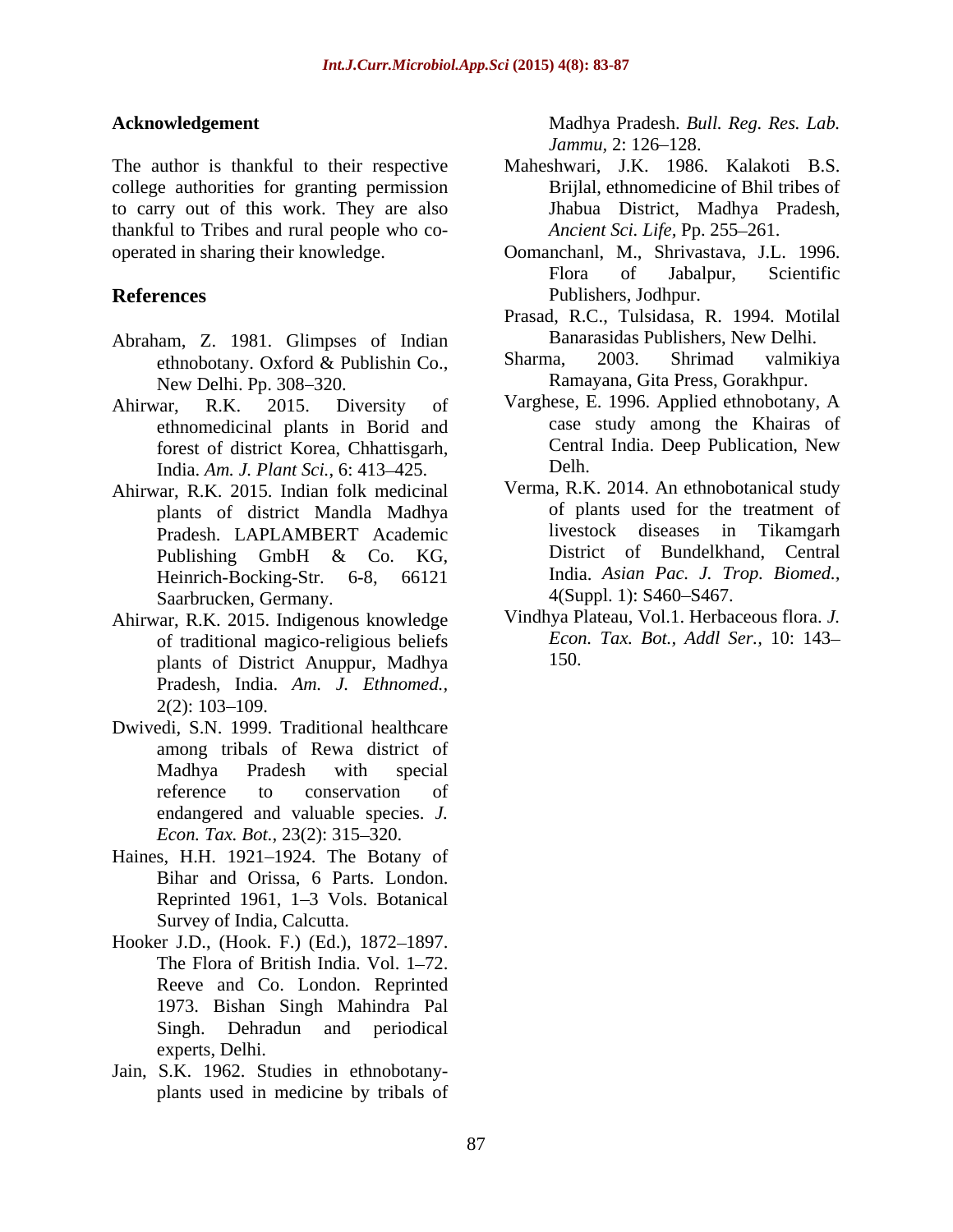## Acknowledgement

The author is thankful to their respective college authorities for granting permission to carry out of this work. They are also thankful to Tribes and rural people who co-operated in sharing their knowledge.

## References

Abraham, Z. 1981. Glimpses of Indian ethnobotany. Oxford & Publishin Co., New Delhi. Pp. 308–320.

Ahirwar, R.K. 2015. Diversity of ethnomedicinal plants in Borid and forest of district Korea, Chhattisgarh, India. *Am. J. Plant Sci.*, 6: 413–425.

Ahirwar, R.K. 2015. Indian folk medicinal plants of district Mandla Madhya Pradesh. LAPLAMBERT Academic Publishing GmbH & Co. KG, Heinrich-Bocking-Str. 6-8, 66121 Saarbrucken, Germany.

Ahirwar, R.K. 2015. Indigenous knowledge of traditional magico-religious beliefs plants of District Anuppur, Madhya Pradesh, India. *Am. J. Ethnomed.,* 2(2): 103–109.

Dwivedi, S.N. 1999. Traditional healthcare among tribals of Rewa district of Madhya Pradesh with special reference to conservation of endangered and valuable species. *J. Econ. Tax. Bot.*, 23(2): 315–320.

Haines, H.H. 1921–1924. The Botany of Bihar and Orissa, 6 Parts. London. Reprinted 1961, 1–3 Vols. Botanical Survey of India, Calcutta.

Hooker J.D., (Hook. F.) (Ed.), 1872–1897. The Flora of British India. Vol. 1–72. Reeve and Co. London. Reprinted 1973. Bishan Singh Mahindra Pal Singh. Dehradun and periodical experts, Delhi.

Jain, S.K. 1962. Studies in ethnobotany-plants used in medicine by tribals of Madhya Pradesh. *Bull. Reg. Res. Lab. Jammu,* 2: 126–128.

Maheshwari, J.K. 1986. Kalakoti B.S. Brijlal, ethnomedicine of Bhil tribes of Jhabua District, Madhya Pradesh, *Ancient Sci. Life,* Pp. 255–261.

Oomanchanl, M., Shrivastava, J.L. 1996. Flora of Jabalpur, Scientific Publishers, Jodhpur.

Prasad, R.C., Tulsidasa, R. 1994. Motilal Banarasidas Publishers, New Delhi.

Sharma, 2003. Shrimad valmikiya Ramayana, Gita Press, Gorakhpur.

Varghese, E. 1996. Applied ethnobotany, A case study among the Khairas of Central India. Deep Publication, New Delh.

Verma, R.K. 2014. An ethnobotanical study of plants used for the treatment of livestock diseases in Tikamgarh District of Bundelkhand, Central India. *Asian Pac. J. Trop. Biomed.,* 4(Suppl. 1): S460–S467.

Vindhya Plateau, Vol.1. Herbaceous flora. *J. Econ. Tax. Bot., Addl Ser.,* 10: 143–150.